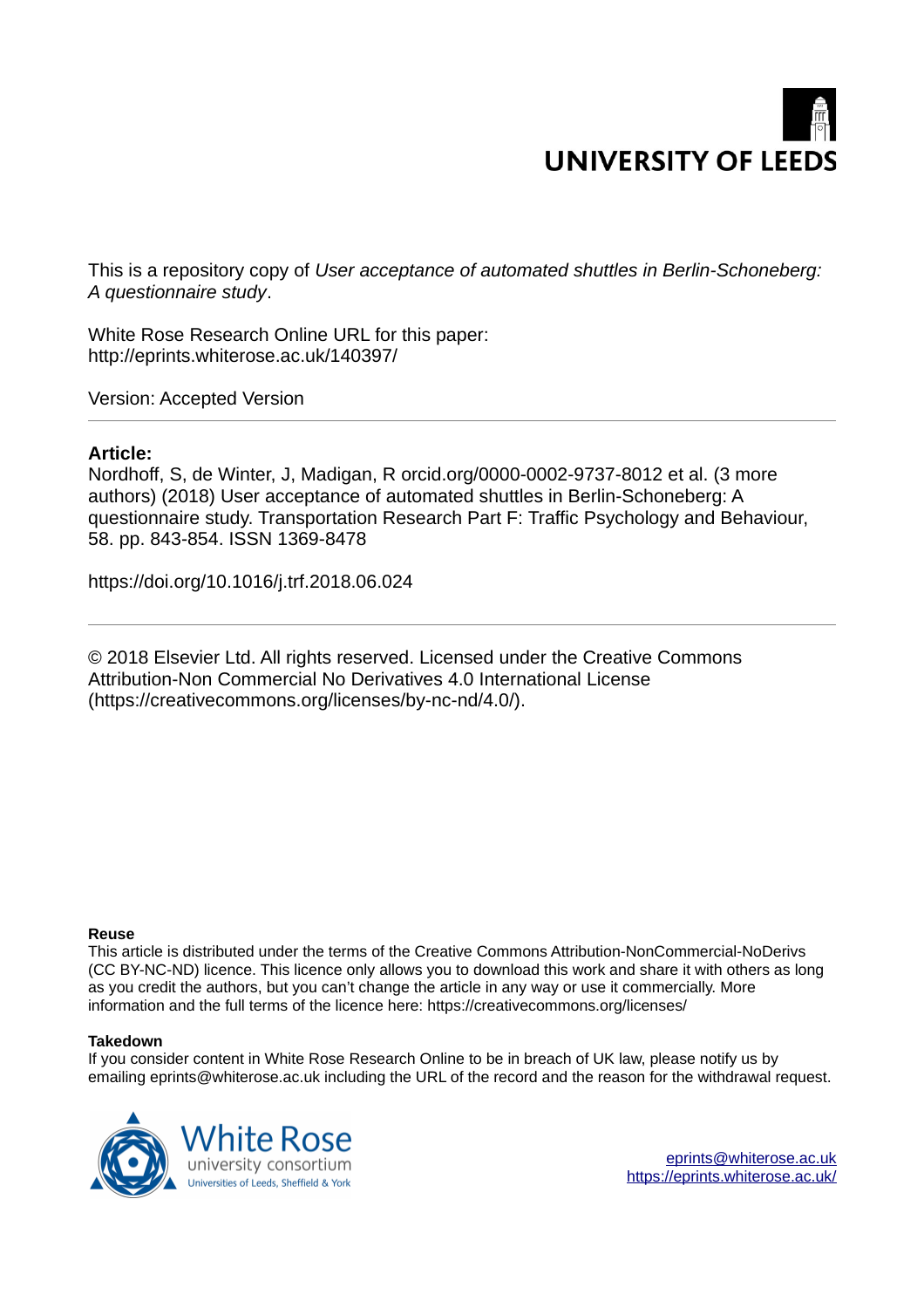UNIVERSITY OF LEEDS

This is a repository copy of *User acceptance of automated shuttles in Berlin-Schoneberg: A questionnaire study*.

White Rose Research Online URL for this paper:
http://eprints.whiterose.ac.uk/140397/

Version: Accepted Version

---

**Article:**

Nordhoff, S, de Winter, J, Madigan, R orcid.org/0000-0002-9737-8012 et al. (3 more authors) (2018) User acceptance of automated shuttles in Berlin-Schoneberg: A questionnaire study. Transportation Research Part F: Traffic Psychology and Behaviour, 58. pp. 843-854. ISSN 1369-8478

https://doi.org/10.1016/j.trf.2018.06.024

---

© 2018 Elsevier Ltd. All rights reserved. Licensed under the Creative Commons Attribution-Non Commercial No Derivatives 4.0 International License (https://creativecommons.org/licenses/by-nc-nd/4.0/).

**Reuse**

This article is distributed under the terms of the Creative Commons Attribution-NonCommercial-NoDerivs (CC BY-NC-ND) licence. This licence only allows you to download this work and share it with others as long as you credit the authors, but you can't change the article in any way or use it commercially. More information and the full terms of the licence here: https://creativecommons.org/licenses/

**Takedown**

If you consider content in White Rose Research Online to be in breach of UK law, please notify us by emailing eprints@whiterose.ac.uk including the URL of the record and the reason for the withdrawal request.

White Rose university consortium
Universities of Leeds, Sheffield & York

eprints@whiterose.ac.uk
https://eprints.whiterose.ac.uk/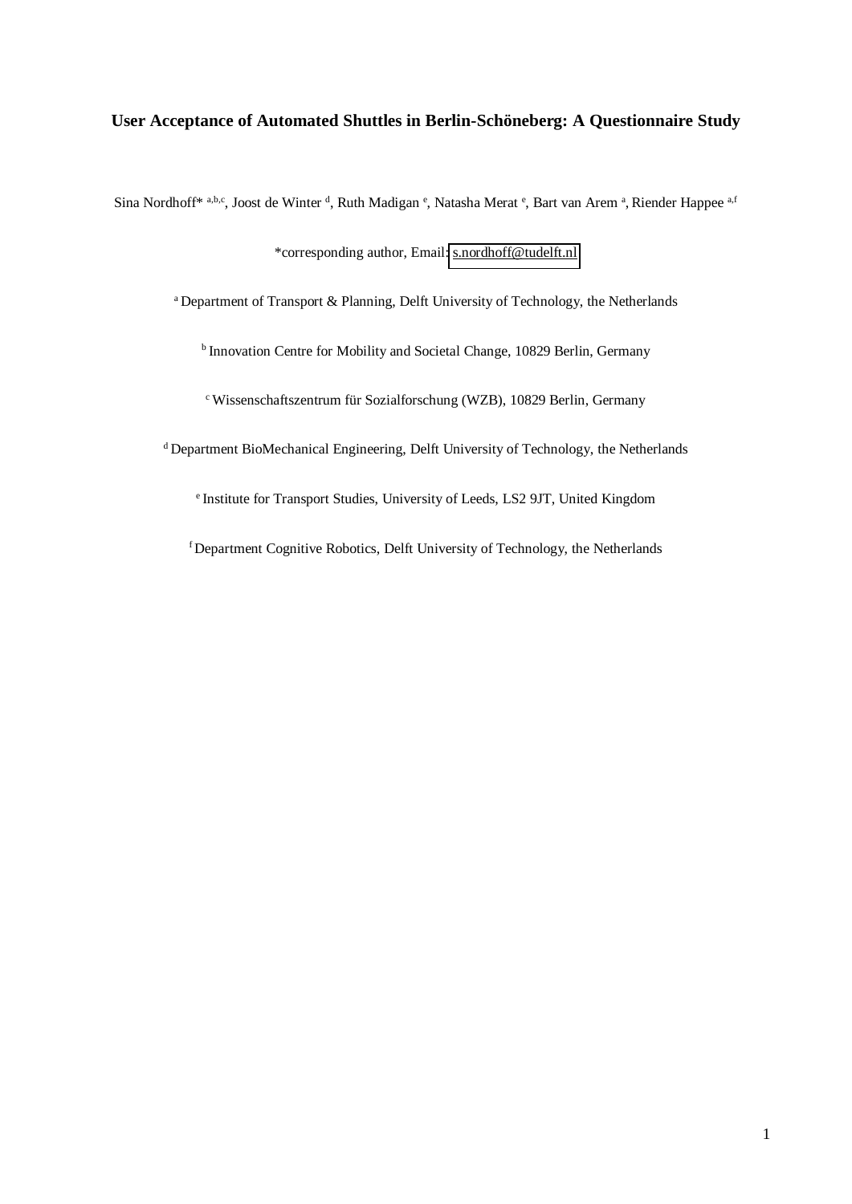# User Acceptance of Automated Shuttles in Berlin-Schöneberg: A Questionnaire Study

Sina Nordhoff* [a,b,c], Joost de Winter [d], Ruth Madigan [e], Natasha Merat [e], Bart van Arem [a], Riender Happee [a,f]

*corresponding author, Email: s.nordhoff@tudelft.nl

[a] Department of Transport & Planning, Delft University of Technology, the Netherlands

[b] Innovation Centre for Mobility and Societal Change, 10829 Berlin, Germany

[c] Wissenschaftszentrum für Sozialforschung (WZB), 10829 Berlin, Germany

[d] Department BioMechanical Engineering, Delft University of Technology, the Netherlands

[e] Institute for Transport Studies, University of Leeds, LS2 9JT, United Kingdom

[f] Department Cognitive Robotics, Delft University of Technology, the Netherlands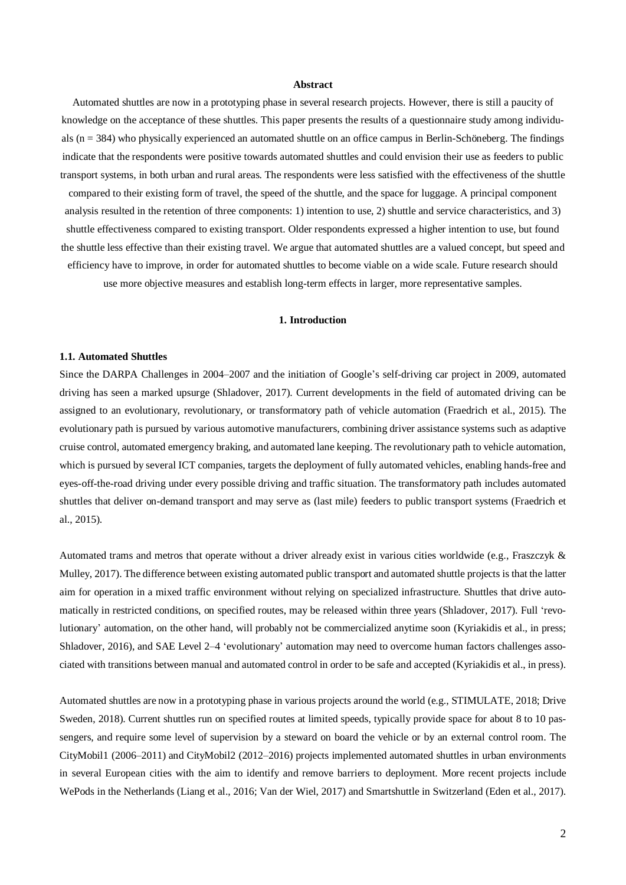**Abstract**

Automated shuttles are now in a prototyping phase in several research projects. However, there is still a paucity of knowledge on the acceptance of these shuttles. This paper presents the results of a questionnaire study among individuals (n = 384) who physically experienced an automated shuttle on an office campus in Berlin-Schöneberg. The findings indicate that the respondents were positive towards automated shuttles and could envision their use as feeders to public transport systems, in both urban and rural areas. The respondents were less satisfied with the effectiveness of the shuttle compared to their existing form of travel, the speed of the shuttle, and the space for luggage. A principal component analysis resulted in the retention of three components: 1) intention to use, 2) shuttle and service characteristics, and 3) shuttle effectiveness compared to existing transport. Older respondents expressed a higher intention to use, but found the shuttle less effective than their existing travel. We argue that automated shuttles are a valued concept, but speed and efficiency have to improve, in order for automated shuttles to become viable on a wide scale. Future research should use more objective measures and establish long-term effects in larger, more representative samples.

# 1. Introduction

## 1.1. Automated Shuttles

Since the DARPA Challenges in 2004–2007 and the initiation of Google's self-driving car project in 2009, automated driving has seen a marked upsurge (Shladover, 2017). Current developments in the field of automated driving can be assigned to an evolutionary, revolutionary, or transformatory path of vehicle automation (Fraedrich et al., 2015). The evolutionary path is pursued by various automotive manufacturers, combining driver assistance systems such as adaptive cruise control, automated emergency braking, and automated lane keeping. The revolutionary path to vehicle automation, which is pursued by several ICT companies, targets the deployment of fully automated vehicles, enabling hands-free and eyes-off-the-road driving under every possible driving and traffic situation. The transformatory path includes automated shuttles that deliver on-demand transport and may serve as (last mile) feeders to public transport systems (Fraedrich et al., 2015).

Automated trams and metros that operate without a driver already exist in various cities worldwide (e.g., Fraszczyk & Mulley, 2017). The difference between existing automated public transport and automated shuttle projects is that the latter aim for operation in a mixed traffic environment without relying on specialized infrastructure. Shuttles that drive automatically in restricted conditions, on specified routes, may be released within three years (Shladover, 2017). Full 'revolutionary' automation, on the other hand, will probably not be commercialized anytime soon (Kyriakidis et al., in press; Shladover, 2016), and SAE Level 2–4 'evolutionary' automation may need to overcome human factors challenges associated with transitions between manual and automated control in order to be safe and accepted (Kyriakidis et al., in press).

Automated shuttles are now in a prototyping phase in various projects around the world (e.g., STIMULATE, 2018; Drive Sweden, 2018). Current shuttles run on specified routes at limited speeds, typically provide space for about 8 to 10 passengers, and require some level of supervision by a steward on board the vehicle or by an external control room. The CityMobil1 (2006–2011) and CityMobil2 (2012–2016) projects implemented automated shuttles in urban environments in several European cities with the aim to identify and remove barriers to deployment. More recent projects include WePods in the Netherlands (Liang et al., 2016; Van der Wiel, 2017) and Smartshuttle in Switzerland (Eden et al., 2017).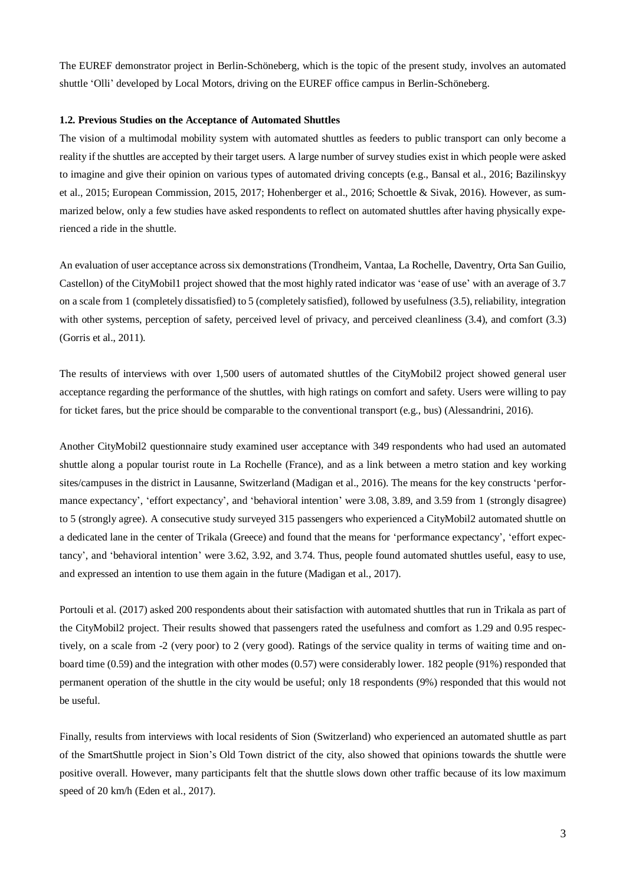The EUREF demonstrator project in Berlin-Schöneberg, which is the topic of the present study, involves an automated shuttle 'Olli' developed by Local Motors, driving on the EUREF office campus in Berlin-Schöneberg.

### 1.2. Previous Studies on the Acceptance of Automated Shuttles

The vision of a multimodal mobility system with automated shuttles as feeders to public transport can only become a reality if the shuttles are accepted by their target users. A large number of survey studies exist in which people were asked to imagine and give their opinion on various types of automated driving concepts (e.g., Bansal et al., 2016; Bazilinskyy et al., 2015; European Commission, 2015, 2017; Hohenberger et al., 2016; Schoettle & Sivak, 2016). However, as summarized below, only a few studies have asked respondents to reflect on automated shuttles after having physically experienced a ride in the shuttle.

An evaluation of user acceptance across six demonstrations (Trondheim, Vantaa, La Rochelle, Daventry, Orta San Guilio, Castellon) of the CityMobil1 project showed that the most highly rated indicator was 'ease of use' with an average of 3.7 on a scale from 1 (completely dissatisfied) to 5 (completely satisfied), followed by usefulness (3.5), reliability, integration with other systems, perception of safety, perceived level of privacy, and perceived cleanliness (3.4), and comfort (3.3) (Gorris et al., 2011).

The results of interviews with over 1,500 users of automated shuttles of the CityMobil2 project showed general user acceptance regarding the performance of the shuttles, with high ratings on comfort and safety. Users were willing to pay for ticket fares, but the price should be comparable to the conventional transport (e.g., bus) (Alessandrini, 2016).

Another CityMobil2 questionnaire study examined user acceptance with 349 respondents who had used an automated shuttle along a popular tourist route in La Rochelle (France), and as a link between a metro station and key working sites/campuses in the district in Lausanne, Switzerland (Madigan et al., 2016). The means for the key constructs 'performance expectancy', 'effort expectancy', and 'behavioral intention' were 3.08, 3.89, and 3.59 from 1 (strongly disagree) to 5 (strongly agree). A consecutive study surveyed 315 passengers who experienced a CityMobil2 automated shuttle on a dedicated lane in the center of Trikala (Greece) and found that the means for 'performance expectancy', 'effort expectancy', and 'behavioral intention' were 3.62, 3.92, and 3.74. Thus, people found automated shuttles useful, easy to use, and expressed an intention to use them again in the future (Madigan et al., 2017).

Portouli et al. (2017) asked 200 respondents about their satisfaction with automated shuttles that run in Trikala as part of the CityMobil2 project. Their results showed that passengers rated the usefulness and comfort as 1.29 and 0.95 respectively, on a scale from -2 (very poor) to 2 (very good). Ratings of the service quality in terms of waiting time and onboard time (0.59) and the integration with other modes (0.57) were considerably lower. 182 people (91%) responded that permanent operation of the shuttle in the city would be useful; only 18 respondents (9%) responded that this would not be useful.

Finally, results from interviews with local residents of Sion (Switzerland) who experienced an automated shuttle as part of the SmartShuttle project in Sion's Old Town district of the city, also showed that opinions towards the shuttle were positive overall. However, many participants felt that the shuttle slows down other traffic because of its low maximum speed of 20 km/h (Eden et al., 2017).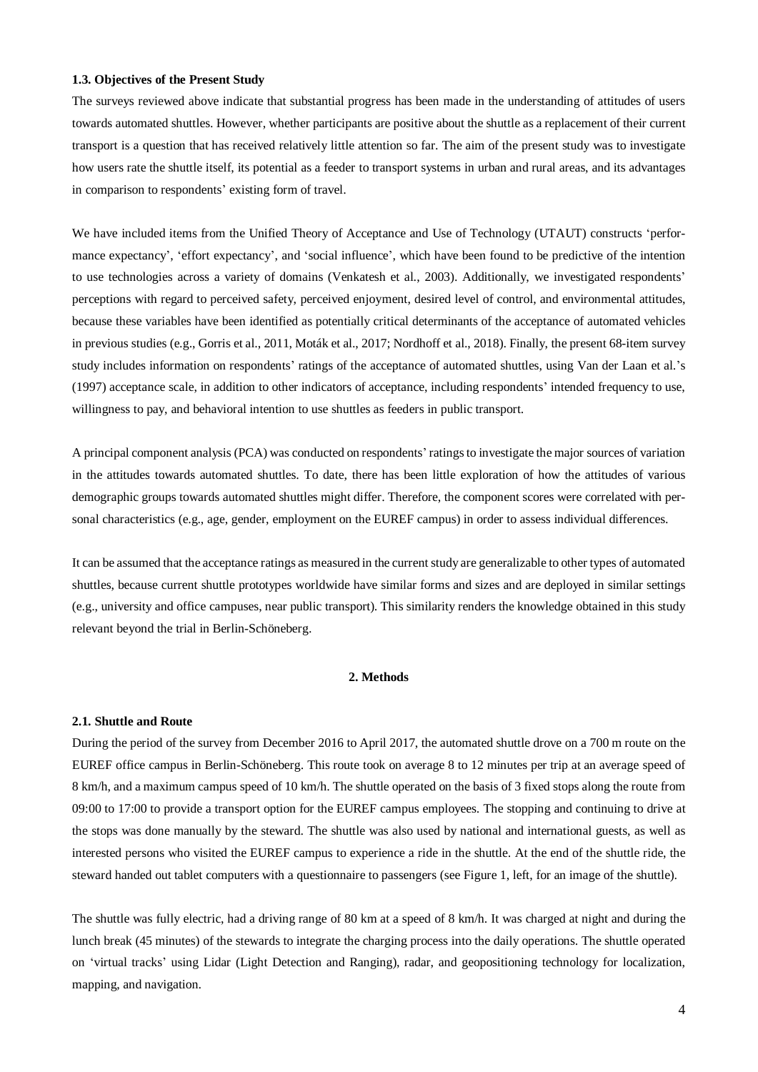### 1.3. Objectives of the Present Study

The surveys reviewed above indicate that substantial progress has been made in the understanding of attitudes of users towards automated shuttles. However, whether participants are positive about the shuttle as a replacement of their current transport is a question that has received relatively little attention so far. The aim of the present study was to investigate how users rate the shuttle itself, its potential as a feeder to transport systems in urban and rural areas, and its advantages in comparison to respondents' existing form of travel.

We have included items from the Unified Theory of Acceptance and Use of Technology (UTAUT) constructs 'performance expectancy', 'effort expectancy', and 'social influence', which have been found to be predictive of the intention to use technologies across a variety of domains (Venkatesh et al., 2003). Additionally, we investigated respondents' perceptions with regard to perceived safety, perceived enjoyment, desired level of control, and environmental attitudes, because these variables have been identified as potentially critical determinants of the acceptance of automated vehicles in previous studies (e.g., Gorris et al., 2011, Moták et al., 2017; Nordhoff et al., 2018). Finally, the present 68-item survey study includes information on respondents' ratings of the acceptance of automated shuttles, using Van der Laan et al.'s (1997) acceptance scale, in addition to other indicators of acceptance, including respondents' intended frequency to use, willingness to pay, and behavioral intention to use shuttles as feeders in public transport.

A principal component analysis (PCA) was conducted on respondents' ratings to investigate the major sources of variation in the attitudes towards automated shuttles. To date, there has been little exploration of how the attitudes of various demographic groups towards automated shuttles might differ. Therefore, the component scores were correlated with personal characteristics (e.g., age, gender, employment on the EUREF campus) in order to assess individual differences.

It can be assumed that the acceptance ratings as measured in the current study are generalizable to other types of automated shuttles, because current shuttle prototypes worldwide have similar forms and sizes and are deployed in similar settings (e.g., university and office campuses, near public transport). This similarity renders the knowledge obtained in this study relevant beyond the trial in Berlin-Schöneberg.

## 2. Methods

### 2.1. Shuttle and Route

During the period of the survey from December 2016 to April 2017, the automated shuttle drove on a 700 m route on the EUREF office campus in Berlin-Schöneberg. This route took on average 8 to 12 minutes per trip at an average speed of 8 km/h, and a maximum campus speed of 10 km/h. The shuttle operated on the basis of 3 fixed stops along the route from 09:00 to 17:00 to provide a transport option for the EUREF campus employees. The stopping and continuing to drive at the stops was done manually by the steward. The shuttle was also used by national and international guests, as well as interested persons who visited the EUREF campus to experience a ride in the shuttle. At the end of the shuttle ride, the steward handed out tablet computers with a questionnaire to passengers (see Figure 1, left, for an image of the shuttle).

The shuttle was fully electric, had a driving range of 80 km at a speed of 8 km/h. It was charged at night and during the lunch break (45 minutes) of the stewards to integrate the charging process into the daily operations. The shuttle operated on 'virtual tracks' using Lidar (Light Detection and Ranging), radar, and geopositioning technology for localization, mapping, and navigation.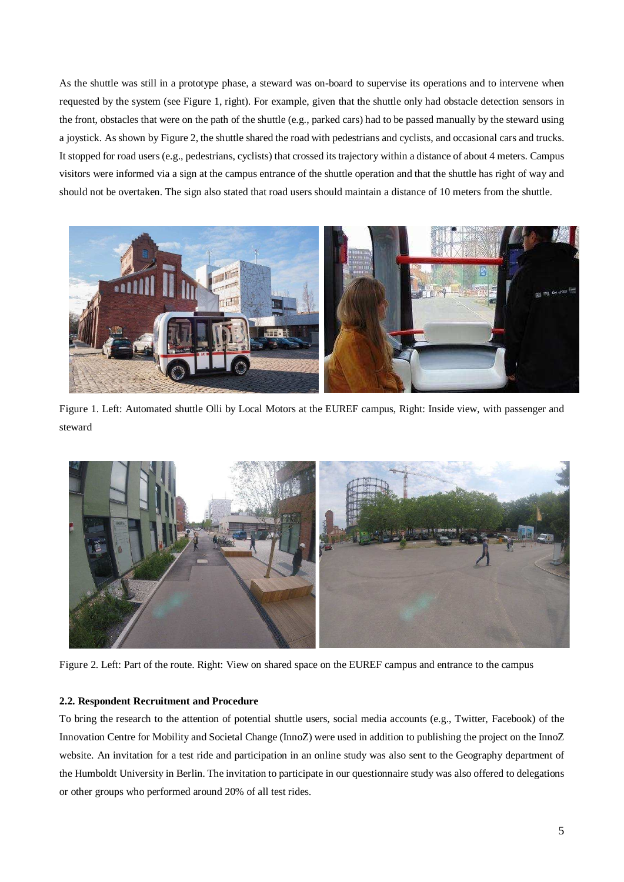As the shuttle was still in a prototype phase, a steward was on-board to supervise its operations and to intervene when requested by the system (see Figure 1, right). For example, given that the shuttle only had obstacle detection sensors in the front, obstacles that were on the path of the shuttle (e.g., parked cars) had to be passed manually by the steward using a joystick. As shown by Figure 2, the shuttle shared the road with pedestrians and cyclists, and occasional cars and trucks. It stopped for road users (e.g., pedestrians, cyclists) that crossed its trajectory within a distance of about 4 meters. Campus visitors were informed via a sign at the campus entrance of the shuttle operation and that the shuttle has right of way and should not be overtaken. The sign also stated that road users should maintain a distance of 10 meters from the shuttle.

Figure 1. Left: Automated shuttle Olli by Local Motors at the EUREF campus, Right: Inside view, with passenger and steward

Figure 2. Left: Part of the route. Right: View on shared space on the EUREF campus and entrance to the campus

### 2.2. Respondent Recruitment and Procedure

To bring the research to the attention of potential shuttle users, social media accounts (e.g., Twitter, Facebook) of the Innovation Centre for Mobility and Societal Change (InnoZ) were used in addition to publishing the project on the InnoZ website. An invitation for a test ride and participation in an online study was also sent to the Geography department of the Humboldt University in Berlin. The invitation to participate in our questionnaire study was also offered to delegations or other groups who performed around 20% of all test rides.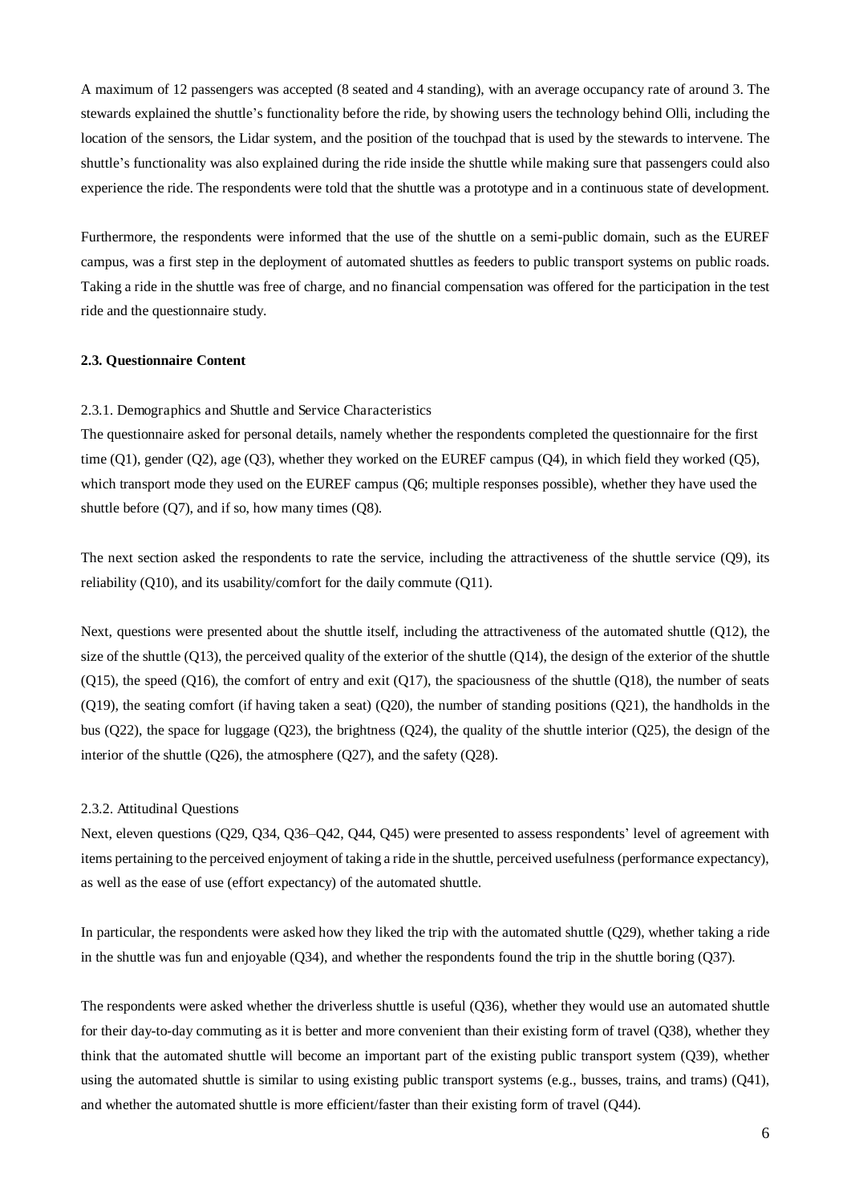A maximum of 12 passengers was accepted (8 seated and 4 standing), with an average occupancy rate of around 3. The stewards explained the shuttle's functionality before the ride, by showing users the technology behind Olli, including the location of the sensors, the Lidar system, and the position of the touchpad that is used by the stewards to intervene. The shuttle's functionality was also explained during the ride inside the shuttle while making sure that passengers could also experience the ride. The respondents were told that the shuttle was a prototype and in a continuous state of development.

Furthermore, the respondents were informed that the use of the shuttle on a semi-public domain, such as the EUREF campus, was a first step in the deployment of automated shuttles as feeders to public transport systems on public roads. Taking a ride in the shuttle was free of charge, and no financial compensation was offered for the participation in the test ride and the questionnaire study.

### 2.3. Questionnaire Content

#### 2.3.1. Demographics and Shuttle and Service Characteristics

The questionnaire asked for personal details, namely whether the respondents completed the questionnaire for the first time (Q1), gender (Q2), age (Q3), whether they worked on the EUREF campus (Q4), in which field they worked (Q5), which transport mode they used on the EUREF campus (Q6; multiple responses possible), whether they have used the shuttle before (Q7), and if so, how many times (Q8).

The next section asked the respondents to rate the service, including the attractiveness of the shuttle service (Q9), its reliability (Q10), and its usability/comfort for the daily commute (Q11).

Next, questions were presented about the shuttle itself, including the attractiveness of the automated shuttle (Q12), the size of the shuttle (Q13), the perceived quality of the exterior of the shuttle (Q14), the design of the exterior of the shuttle (Q15), the speed (Q16), the comfort of entry and exit (Q17), the spaciousness of the shuttle (Q18), the number of seats (Q19), the seating comfort (if having taken a seat) (Q20), the number of standing positions (Q21), the handholds in the bus (Q22), the space for luggage (Q23), the brightness (Q24), the quality of the shuttle interior (Q25), the design of the interior of the shuttle (Q26), the atmosphere (Q27), and the safety (Q28).

#### 2.3.2. Attitudinal Questions

Next, eleven questions (Q29, Q34, Q36–Q42, Q44, Q45) were presented to assess respondents' level of agreement with items pertaining to the perceived enjoyment of taking a ride in the shuttle, perceived usefulness (performance expectancy), as well as the ease of use (effort expectancy) of the automated shuttle.

In particular, the respondents were asked how they liked the trip with the automated shuttle (Q29), whether taking a ride in the shuttle was fun and enjoyable (Q34), and whether the respondents found the trip in the shuttle boring (Q37).

The respondents were asked whether the driverless shuttle is useful (Q36), whether they would use an automated shuttle for their day-to-day commuting as it is better and more convenient than their existing form of travel (Q38), whether they think that the automated shuttle will become an important part of the existing public transport system (Q39), whether using the automated shuttle is similar to using existing public transport systems (e.g., busses, trains, and trams) (Q41), and whether the automated shuttle is more efficient/faster than their existing form of travel (Q44).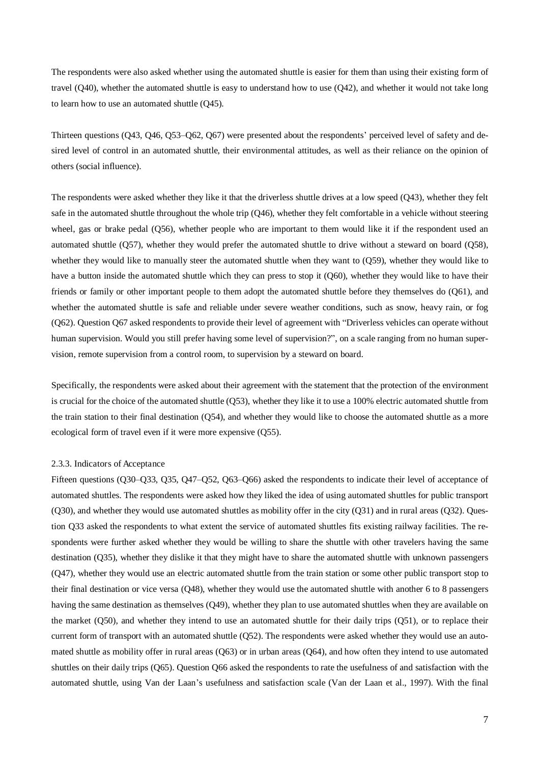The respondents were also asked whether using the automated shuttle is easier for them than using their existing form of travel (Q40), whether the automated shuttle is easy to understand how to use (Q42), and whether it would not take long to learn how to use an automated shuttle (Q45).

Thirteen questions (Q43, Q46, Q53–Q62, Q67) were presented about the respondents' perceived level of safety and desired level of control in an automated shuttle, their environmental attitudes, as well as their reliance on the opinion of others (social influence).

The respondents were asked whether they like it that the driverless shuttle drives at a low speed (Q43), whether they felt safe in the automated shuttle throughout the whole trip (Q46), whether they felt comfortable in a vehicle without steering wheel, gas or brake pedal (Q56), whether people who are important to them would like it if the respondent used an automated shuttle (Q57), whether they would prefer the automated shuttle to drive without a steward on board (Q58), whether they would like to manually steer the automated shuttle when they want to (Q59), whether they would like to have a button inside the automated shuttle which they can press to stop it (Q60), whether they would like to have their friends or family or other important people to them adopt the automated shuttle before they themselves do (Q61), and whether the automated shuttle is safe and reliable under severe weather conditions, such as snow, heavy rain, or fog (Q62). Question Q67 asked respondents to provide their level of agreement with "Driverless vehicles can operate without human supervision. Would you still prefer having some level of supervision?", on a scale ranging from no human supervision, remote supervision from a control room, to supervision by a steward on board.

Specifically, the respondents were asked about their agreement with the statement that the protection of the environment is crucial for the choice of the automated shuttle (Q53), whether they like it to use a 100% electric automated shuttle from the train station to their final destination (Q54), and whether they would like to choose the automated shuttle as a more ecological form of travel even if it were more expensive (Q55).

### 2.3.3. Indicators of Acceptance

Fifteen questions (Q30–Q33, Q35, Q47–Q52, Q63–Q66) asked the respondents to indicate their level of acceptance of automated shuttles. The respondents were asked how they liked the idea of using automated shuttles for public transport (Q30), and whether they would use automated shuttles as mobility offer in the city (Q31) and in rural areas (Q32). Question Q33 asked the respondents to what extent the service of automated shuttles fits existing railway facilities. The respondents were further asked whether they would be willing to share the shuttle with other travelers having the same destination (Q35), whether they dislike it that they might have to share the automated shuttle with unknown passengers (Q47), whether they would use an electric automated shuttle from the train station or some other public transport stop to their final destination or vice versa (Q48), whether they would use the automated shuttle with another 6 to 8 passengers having the same destination as themselves (Q49), whether they plan to use automated shuttles when they are available on the market (Q50), and whether they intend to use an automated shuttle for their daily trips (Q51), or to replace their current form of transport with an automated shuttle (Q52). The respondents were asked whether they would use an automated shuttle as mobility offer in rural areas (Q63) or in urban areas (Q64), and how often they intend to use automated shuttles on their daily trips (Q65). Question Q66 asked the respondents to rate the usefulness of and satisfaction with the automated shuttle, using Van der Laan's usefulness and satisfaction scale (Van der Laan et al., 1997). With the final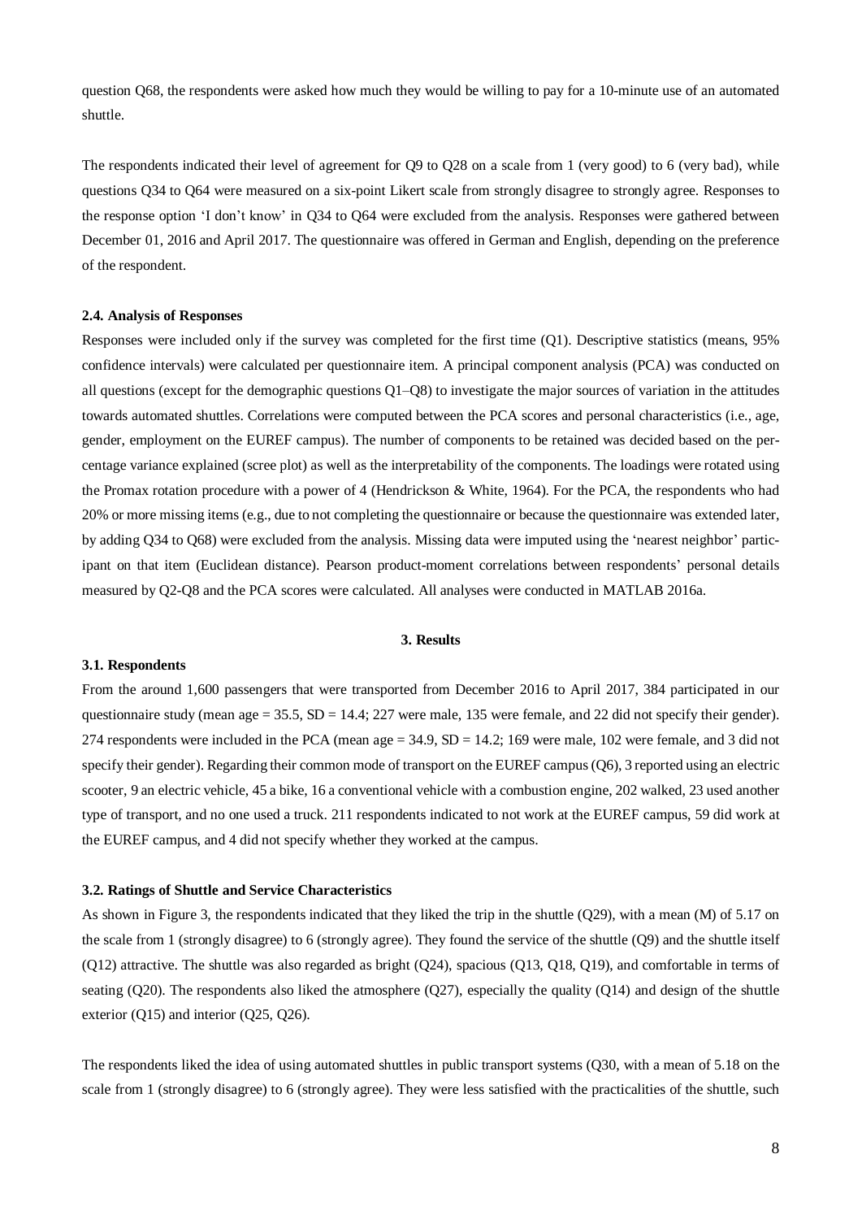question Q68, the respondents were asked how much they would be willing to pay for a 10-minute use of an automated shuttle.

The respondents indicated their level of agreement for Q9 to Q28 on a scale from 1 (very good) to 6 (very bad), while questions Q34 to Q64 were measured on a six-point Likert scale from strongly disagree to strongly agree. Responses to the response option 'I don't know' in Q34 to Q64 were excluded from the analysis. Responses were gathered between December 01, 2016 and April 2017. The questionnaire was offered in German and English, depending on the preference of the respondent.

### 2.4. Analysis of Responses

Responses were included only if the survey was completed for the first time (Q1). Descriptive statistics (means, 95% confidence intervals) were calculated per questionnaire item. A principal component analysis (PCA) was conducted on all questions (except for the demographic questions Q1–Q8) to investigate the major sources of variation in the attitudes towards automated shuttles. Correlations were computed between the PCA scores and personal characteristics (i.e., age, gender, employment on the EUREF campus). The number of components to be retained was decided based on the percentage variance explained (scree plot) as well as the interpretability of the components. The loadings were rotated using the Promax rotation procedure with a power of 4 (Hendrickson & White, 1964). For the PCA, the respondents who had 20% or more missing items (e.g., due to not completing the questionnaire or because the questionnaire was extended later, by adding Q34 to Q68) were excluded from the analysis. Missing data were imputed using the 'nearest neighbor' participant on that item (Euclidean distance). Pearson product-moment correlations between respondents' personal details measured by Q2-Q8 and the PCA scores were calculated. All analyses were conducted in MATLAB 2016a.

## 3. Results

### 3.1. Respondents

From the around 1,600 passengers that were transported from December 2016 to April 2017, 384 participated in our questionnaire study (mean age = 35.5, SD = 14.4; 227 were male, 135 were female, and 22 did not specify their gender). 274 respondents were included in the PCA (mean age = 34.9, SD = 14.2; 169 were male, 102 were female, and 3 did not specify their gender). Regarding their common mode of transport on the EUREF campus (Q6), 3 reported using an electric scooter, 9 an electric vehicle, 45 a bike, 16 a conventional vehicle with a combustion engine, 202 walked, 23 used another type of transport, and no one used a truck. 211 respondents indicated to not work at the EUREF campus, 59 did work at the EUREF campus, and 4 did not specify whether they worked at the campus.

### 3.2. Ratings of Shuttle and Service Characteristics

As shown in Figure 3, the respondents indicated that they liked the trip in the shuttle (Q29), with a mean (M) of 5.17 on the scale from 1 (strongly disagree) to 6 (strongly agree). They found the service of the shuttle (Q9) and the shuttle itself (Q12) attractive. The shuttle was also regarded as bright (Q24), spacious (Q13, Q18, Q19), and comfortable in terms of seating (Q20). The respondents also liked the atmosphere (Q27), especially the quality (Q14) and design of the shuttle exterior (Q15) and interior (Q25, Q26).

The respondents liked the idea of using automated shuttles in public transport systems (Q30, with a mean of 5.18 on the scale from 1 (strongly disagree) to 6 (strongly agree). They were less satisfied with the practicalities of the shuttle, such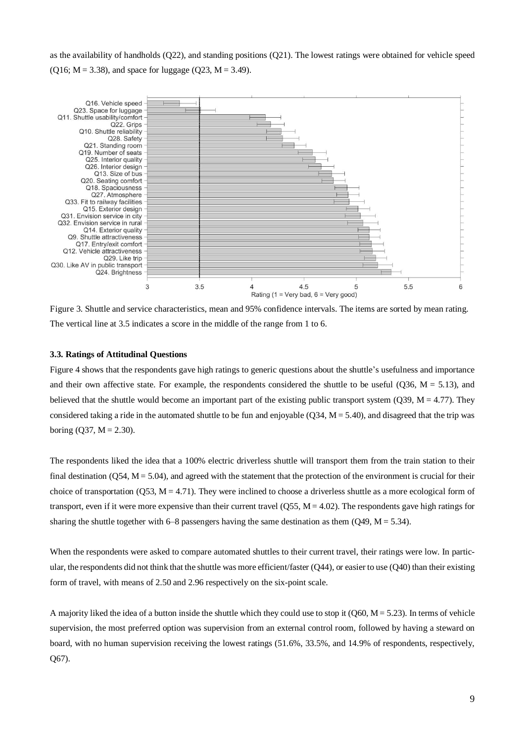as the availability of handholds (Q22), and standing positions (Q21). The lowest ratings were obtained for vehicle speed (Q16; M = 3.38), and space for luggage (Q23, M = 3.49).

Figure 3. Shuttle and service characteristics, mean and 95% confidence intervals. The items are sorted by mean rating. The vertical line at 3.5 indicates a score in the middle of the range from 1 to 6.

### 3.3. Ratings of Attitudinal Questions

Figure 4 shows that the respondents gave high ratings to generic questions about the shuttle's usefulness and importance and their own affective state. For example, the respondents considered the shuttle to be useful (Q36, M = 5.13), and believed that the shuttle would become an important part of the existing public transport system (Q39, M = 4.77). They considered taking a ride in the automated shuttle to be fun and enjoyable (Q34, M = 5.40), and disagreed that the trip was boring (Q37, M = 2.30).

The respondents liked the idea that a 100% electric driverless shuttle will transport them from the train station to their final destination (Q54, M = 5.04), and agreed with the statement that the protection of the environment is crucial for their choice of transportation (Q53, M = 4.71). They were inclined to choose a driverless shuttle as a more ecological form of transport, even if it were more expensive than their current travel (Q55, M = 4.02). The respondents gave high ratings for sharing the shuttle together with 6–8 passengers having the same destination as them (Q49, M = 5.34).

When the respondents were asked to compare automated shuttles to their current travel, their ratings were low. In particular, the respondents did not think that the shuttle was more efficient/faster (Q44), or easier to use (Q40) than their existing form of travel, with means of 2.50 and 2.96 respectively on the six-point scale.

A majority liked the idea of a button inside the shuttle which they could use to stop it (Q60, M = 5.23). In terms of vehicle supervision, the most preferred option was supervision from an external control room, followed by having a steward on board, with no human supervision receiving the lowest ratings (51.6%, 33.5%, and 14.9% of respondents, respectively, Q67).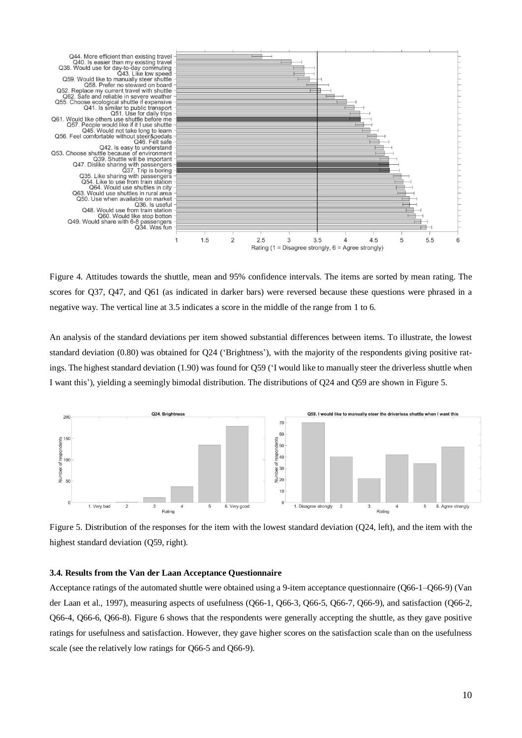Figure 4. Attitudes towards the shuttle, mean and 95% confidence intervals. The items are sorted by mean rating. The scores for Q37, Q47, and Q61 (as indicated in darker bars) were reversed because these questions were phrased in a negative way. The vertical line at 3.5 indicates a score in the middle of the range from 1 to 6.

An analysis of the standard deviations per item showed substantial differences between items. To illustrate, the lowest standard deviation (0.80) was obtained for Q24 ('Brightness'), with the majority of the respondents giving positive ratings. The highest standard deviation (1.90) was found for Q59 ('I would like to manually steer the driverless shuttle when I want this'), yielding a seemingly bimodal distribution. The distributions of Q24 and Q59 are shown in Figure 5.

Figure 5. Distribution of the responses for the item with the lowest standard deviation (Q24, left), and the item with the highest standard deviation (Q59, right).

### 3.4. Results from the Van der Laan Acceptance Questionnaire

Acceptance ratings of the automated shuttle were obtained using a 9-item acceptance questionnaire (Q66-1–Q66-9) (Van der Laan et al., 1997), measuring aspects of usefulness (Q66-1, Q66-3, Q66-5, Q66-7, Q66-9), and satisfaction (Q66-2, Q66-4, Q66-6, Q66-8). Figure 6 shows that the respondents were generally accepting the shuttle, as they gave positive ratings for usefulness and satisfaction. However, they gave higher scores on the satisfaction scale than on the usefulness scale (see the relatively low ratings for Q66-5 and Q66-9).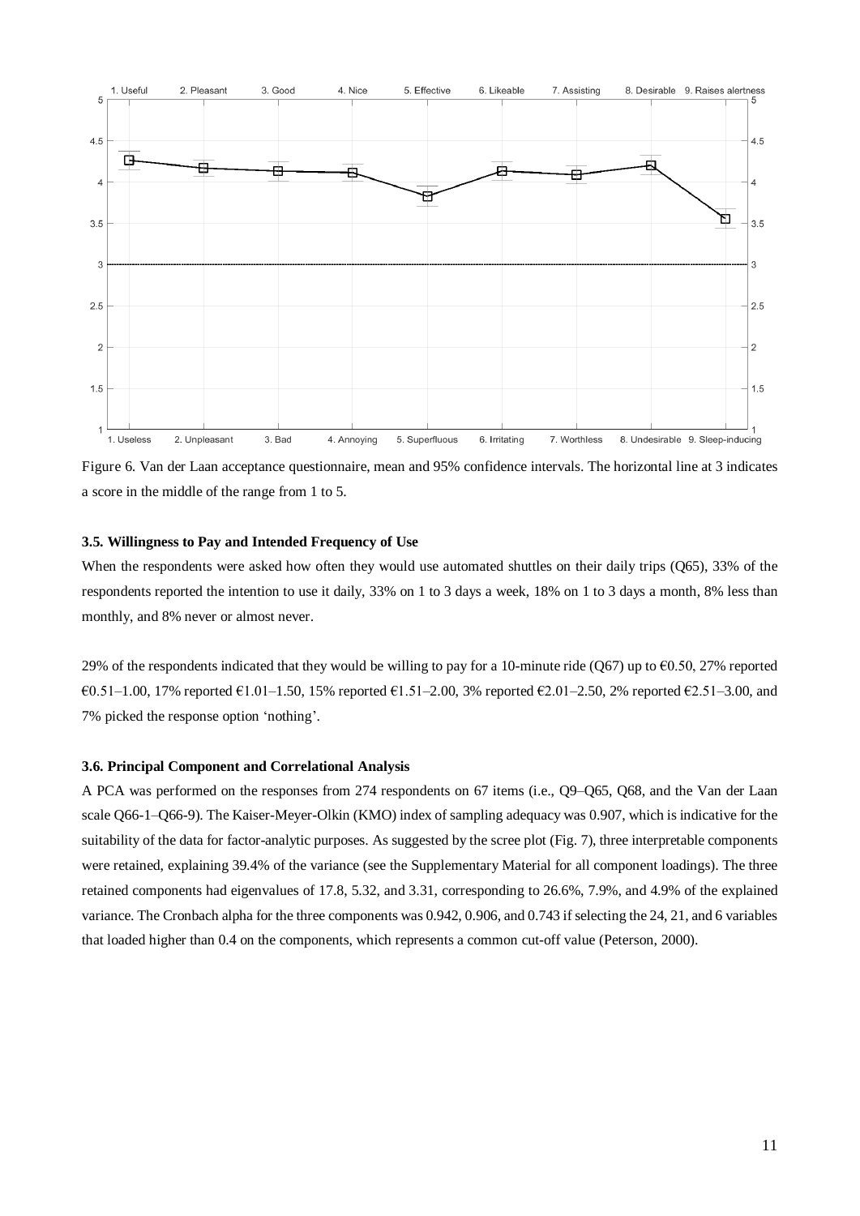Figure 6. Van der Laan acceptance questionnaire, mean and 95% confidence intervals. The horizontal line at 3 indicates a score in the middle of the range from 1 to 5.

### 3.5. Willingness to Pay and Intended Frequency of Use

When the respondents were asked how often they would use automated shuttles on their daily trips (Q65), 33% of the respondents reported the intention to use it daily, 33% on 1 to 3 days a week, 18% on 1 to 3 days a month, 8% less than monthly, and 8% never or almost never.

29% of the respondents indicated that they would be willing to pay for a 10-minute ride (Q67) up to €0.50, 27% reported €0.51–1.00, 17% reported €1.01–1.50, 15% reported €1.51–2.00, 3% reported €2.01–2.50, 2% reported €2.51–3.00, and 7% picked the response option 'nothing'.

### 3.6. Principal Component and Correlational Analysis

A PCA was performed on the responses from 274 respondents on 67 items (i.e., Q9–Q65, Q68, and the Van der Laan scale Q66-1–Q66-9). The Kaiser-Meyer-Olkin (KMO) index of sampling adequacy was 0.907, which is indicative for the suitability of the data for factor-analytic purposes. As suggested by the scree plot (Fig. 7), three interpretable components were retained, explaining 39.4% of the variance (see the Supplementary Material for all component loadings). The three retained components had eigenvalues of 17.8, 5.32, and 3.31, corresponding to 26.6%, 7.9%, and 4.9% of the explained variance. The Cronbach alpha for the three components was 0.942, 0.906, and 0.743 if selecting the 24, 21, and 6 variables that loaded higher than 0.4 on the components, which represents a common cut-off value (Peterson, 2000).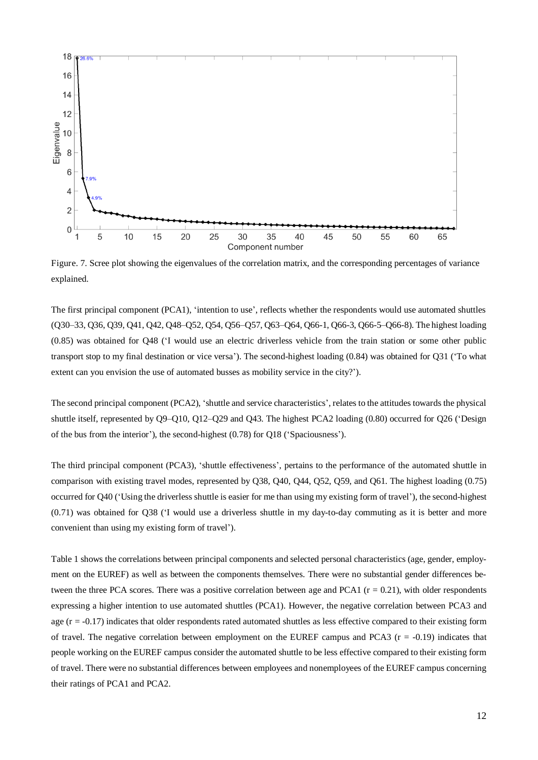Figure. 7. Scree plot showing the eigenvalues of the correlation matrix, and the corresponding percentages of variance explained.

The first principal component (PCA1), 'intention to use', reflects whether the respondents would use automated shuttles (Q30–33, Q36, Q39, Q41, Q42, Q48–Q52, Q54, Q56–Q57, Q63–Q64, Q66-1, Q66-3, Q66-5–Q66-8). The highest loading (0.85) was obtained for Q48 ('I would use an electric driverless vehicle from the train station or some other public transport stop to my final destination or vice versa'). The second-highest loading (0.84) was obtained for Q31 ('To what extent can you envision the use of automated busses as mobility service in the city?').

The second principal component (PCA2), 'shuttle and service characteristics', relates to the attitudes towards the physical shuttle itself, represented by Q9–Q10, Q12–Q29 and Q43. The highest PCA2 loading (0.80) occurred for Q26 ('Design of the bus from the interior'), the second-highest (0.78) for Q18 ('Spaciousness').

The third principal component (PCA3), 'shuttle effectiveness', pertains to the performance of the automated shuttle in comparison with existing travel modes, represented by Q38, Q40, Q44, Q52, Q59, and Q61. The highest loading (0.75) occurred for Q40 ('Using the driverless shuttle is easier for me than using my existing form of travel'), the second-highest (0.71) was obtained for Q38 ('I would use a driverless shuttle in my day-to-day commuting as it is better and more convenient than using my existing form of travel').

Table 1 shows the correlations between principal components and selected personal characteristics (age, gender, employment on the EUREF) as well as between the components themselves. There were no substantial gender differences between the three PCA scores. There was a positive correlation between age and PCA1 ($r = 0.21$), with older respondents expressing a higher intention to use automated shuttles (PCA1). However, the negative correlation between PCA3 and age ($r = -0.17$) indicates that older respondents rated automated shuttles as less effective compared to their existing form of travel. The negative correlation between employment on the EUREF campus and PCA3 ($r = -0.19$) indicates that people working on the EUREF campus consider the automated shuttle to be less effective compared to their existing form of travel. There were no substantial differences between employees and nonemployees of the EUREF campus concerning their ratings of PCA1 and PCA2.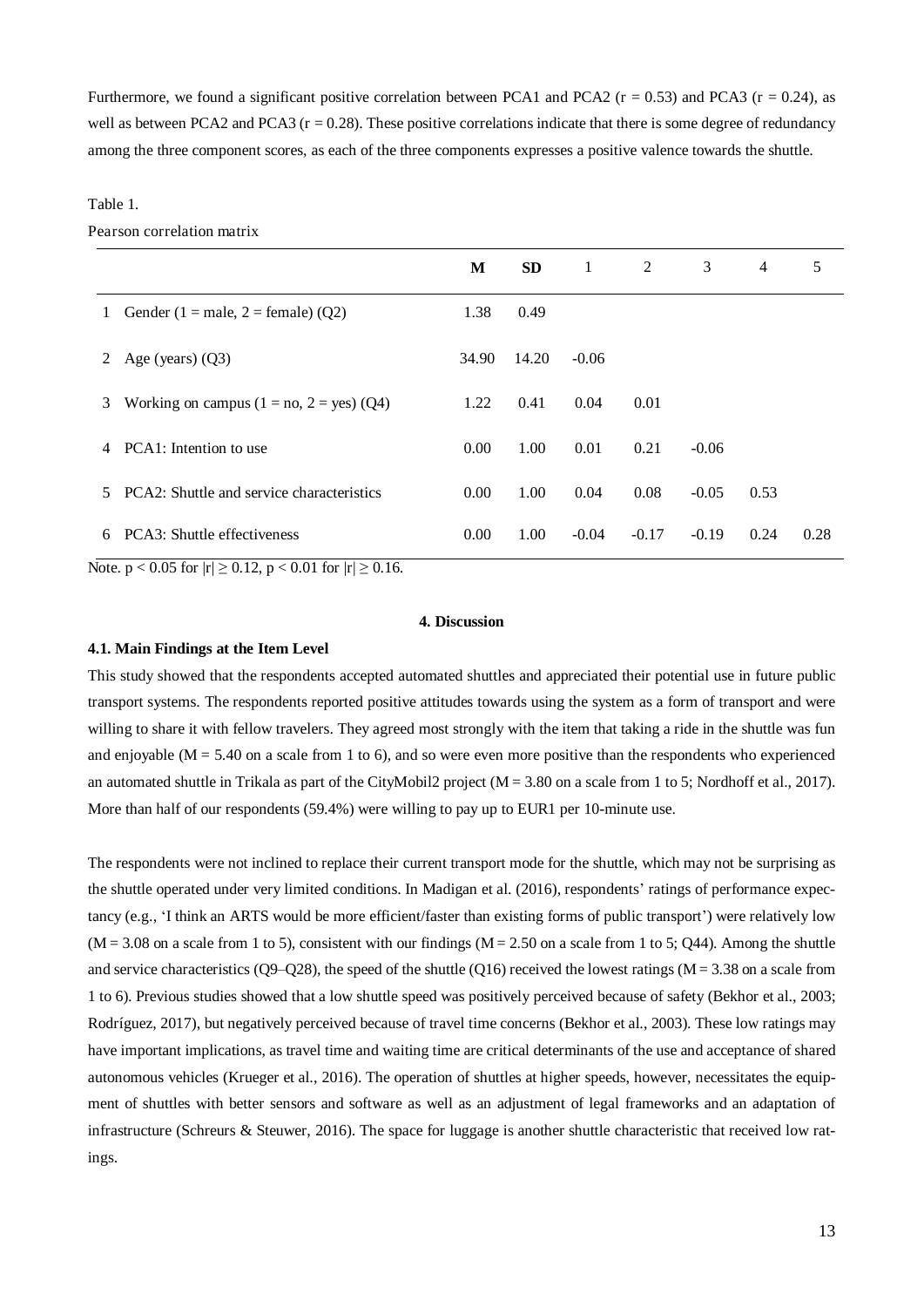Furthermore, we found a significant positive correlation between PCA1 and PCA2 ($r = 0.53$) and PCA3 ($r = 0.24$), as well as between PCA2 and PCA3 ($r = 0.28$). These positive correlations indicate that there is some degree of redundancy among the three component scores, as each of the three components expresses a positive valence towards the shuttle.

Table 1.

Pearson correlation matrix

| | | M | SD | 1 | 2 | 3 | 4 | 5 |
|---|---|---|---|---|---|---|---|---|
| 1 | Gender (1 = male, 2 = female) (Q2) | 1.38 | 0.49 | | | | | |
| 2 | Age (years) (Q3) | 34.90 | 14.20 | -0.06 | | | | |
| 3 | Working on campus (1 = no, 2 = yes) (Q4) | 1.22 | 0.41 | 0.04 | 0.01 | | | |
| 4 | PCA1: Intention to use | 0.00 | 1.00 | 0.01 | 0.21 | -0.06 | | |
| 5 | PCA2: Shuttle and service characteristics | 0.00 | 1.00 | 0.04 | 0.08 | -0.05 | 0.53 | |
| 6 | PCA3: Shuttle effectiveness | 0.00 | 1.00 | -0.04 | -0.17 | -0.19 | 0.24 | 0.28 |

Note. $p < 0.05$ for $|r| \geq 0.12$, $p < 0.01$ for $|r| \geq 0.16$.

## 4. Discussion

### 4.1. Main Findings at the Item Level

This study showed that the respondents accepted automated shuttles and appreciated their potential use in future public transport systems. The respondents reported positive attitudes towards using the system as a form of transport and were willing to share it with fellow travelers. They agreed most strongly with the item that taking a ride in the shuttle was fun and enjoyable ($M = 5.40$ on a scale from 1 to 6), and so were even more positive than the respondents who experienced an automated shuttle in Trikala as part of the CityMobil2 project ($M = 3.80$ on a scale from 1 to 5; Nordhoff et al., 2017). More than half of our respondents (59.4%) were willing to pay up to EUR1 per 10-minute use.

The respondents were not inclined to replace their current transport mode for the shuttle, which may not be surprising as the shuttle operated under very limited conditions. In Madigan et al. (2016), respondents' ratings of performance expectancy (e.g., 'I think an ARTS would be more efficient/faster than existing forms of public transport') were relatively low ($M = 3.08$ on a scale from 1 to 5), consistent with our findings ($M = 2.50$ on a scale from 1 to 5; Q44). Among the shuttle and service characteristics (Q9–Q28), the speed of the shuttle (Q16) received the lowest ratings ($M = 3.38$ on a scale from 1 to 6). Previous studies showed that a low shuttle speed was positively perceived because of safety (Bekhor et al., 2003; Rodríguez, 2017), but negatively perceived because of travel time concerns (Bekhor et al., 2003). These low ratings may have important implications, as travel time and waiting time are critical determinants of the use and acceptance of shared autonomous vehicles (Krueger et al., 2016). The operation of shuttles at higher speeds, however, necessitates the equipment of shuttles with better sensors and software as well as an adjustment of legal frameworks and an adaptation of infrastructure (Schreurs & Steuwer, 2016). The space for luggage is another shuttle characteristic that received low ratings.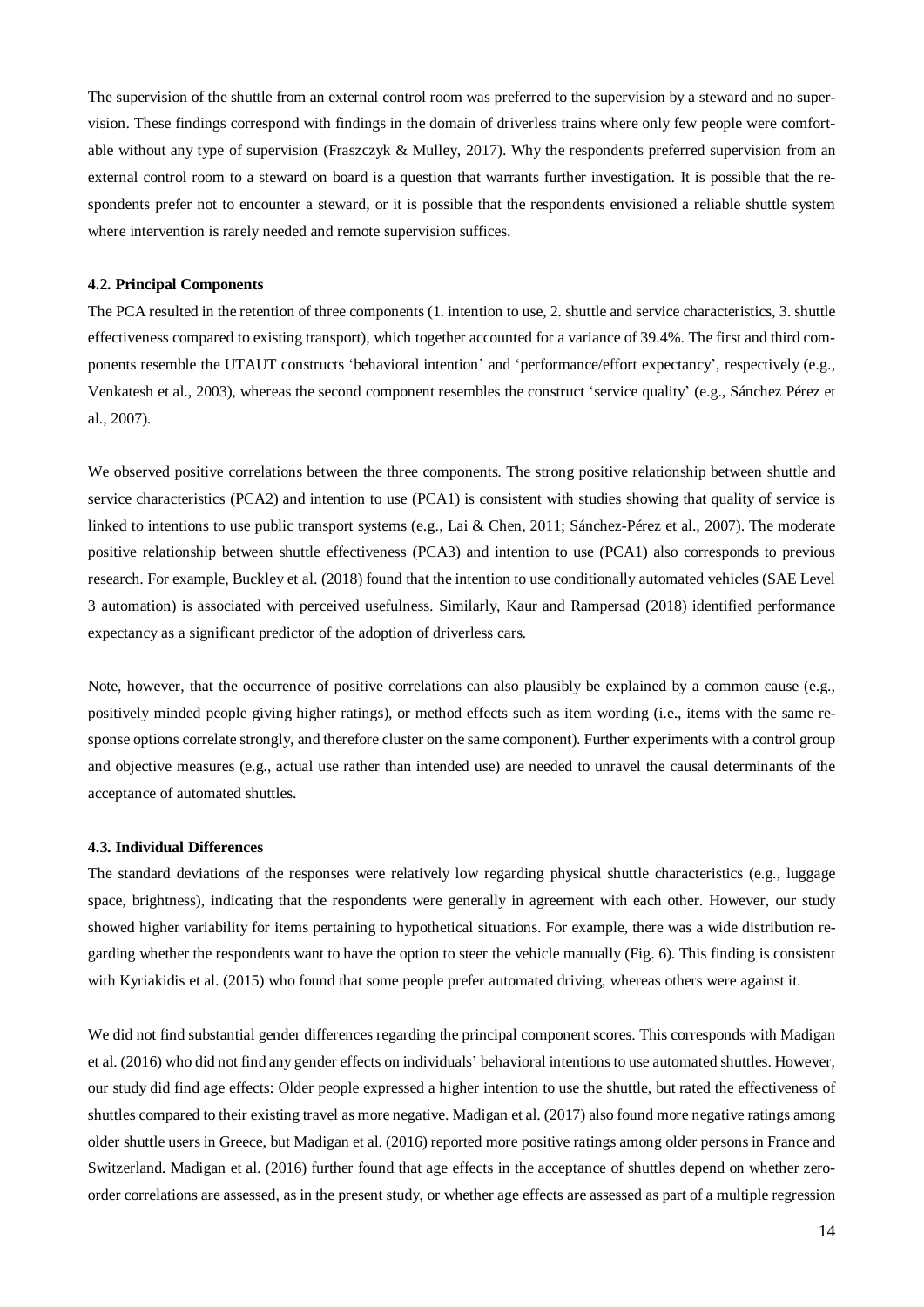The supervision of the shuttle from an external control room was preferred to the supervision by a steward and no supervision. These findings correspond with findings in the domain of driverless trains where only few people were comfortable without any type of supervision (Fraszczyk & Mulley, 2017). Why the respondents preferred supervision from an external control room to a steward on board is a question that warrants further investigation. It is possible that the respondents prefer not to encounter a steward, or it is possible that the respondents envisioned a reliable shuttle system where intervention is rarely needed and remote supervision suffices.

#### 4.2. Principal Components

The PCA resulted in the retention of three components (1. intention to use, 2. shuttle and service characteristics, 3. shuttle effectiveness compared to existing transport), which together accounted for a variance of 39.4%. The first and third components resemble the UTAUT constructs 'behavioral intention' and 'performance/effort expectancy', respectively (e.g., Venkatesh et al., 2003), whereas the second component resembles the construct 'service quality' (e.g., Sánchez Pérez et al., 2007).

We observed positive correlations between the three components. The strong positive relationship between shuttle and service characteristics (PCA2) and intention to use (PCA1) is consistent with studies showing that quality of service is linked to intentions to use public transport systems (e.g., Lai & Chen, 2011; Sánchez-Pérez et al., 2007). The moderate positive relationship between shuttle effectiveness (PCA3) and intention to use (PCA1) also corresponds to previous research. For example, Buckley et al. (2018) found that the intention to use conditionally automated vehicles (SAE Level 3 automation) is associated with perceived usefulness. Similarly, Kaur and Rampersad (2018) identified performance expectancy as a significant predictor of the adoption of driverless cars.

Note, however, that the occurrence of positive correlations can also plausibly be explained by a common cause (e.g., positively minded people giving higher ratings), or method effects such as item wording (i.e., items with the same response options correlate strongly, and therefore cluster on the same component). Further experiments with a control group and objective measures (e.g., actual use rather than intended use) are needed to unravel the causal determinants of the acceptance of automated shuttles.

#### 4.3. Individual Differences

The standard deviations of the responses were relatively low regarding physical shuttle characteristics (e.g., luggage space, brightness), indicating that the respondents were generally in agreement with each other. However, our study showed higher variability for items pertaining to hypothetical situations. For example, there was a wide distribution regarding whether the respondents want to have the option to steer the vehicle manually (Fig. 6). This finding is consistent with Kyriakidis et al. (2015) who found that some people prefer automated driving, whereas others were against it.

We did not find substantial gender differences regarding the principal component scores. This corresponds with Madigan et al. (2016) who did not find any gender effects on individuals' behavioral intentions to use automated shuttles. However, our study did find age effects: Older people expressed a higher intention to use the shuttle, but rated the effectiveness of shuttles compared to their existing travel as more negative. Madigan et al. (2017) also found more negative ratings among older shuttle users in Greece, but Madigan et al. (2016) reported more positive ratings among older persons in France and Switzerland. Madigan et al. (2016) further found that age effects in the acceptance of shuttles depend on whether zero-order correlations are assessed, as in the present study, or whether age effects are assessed as part of a multiple regression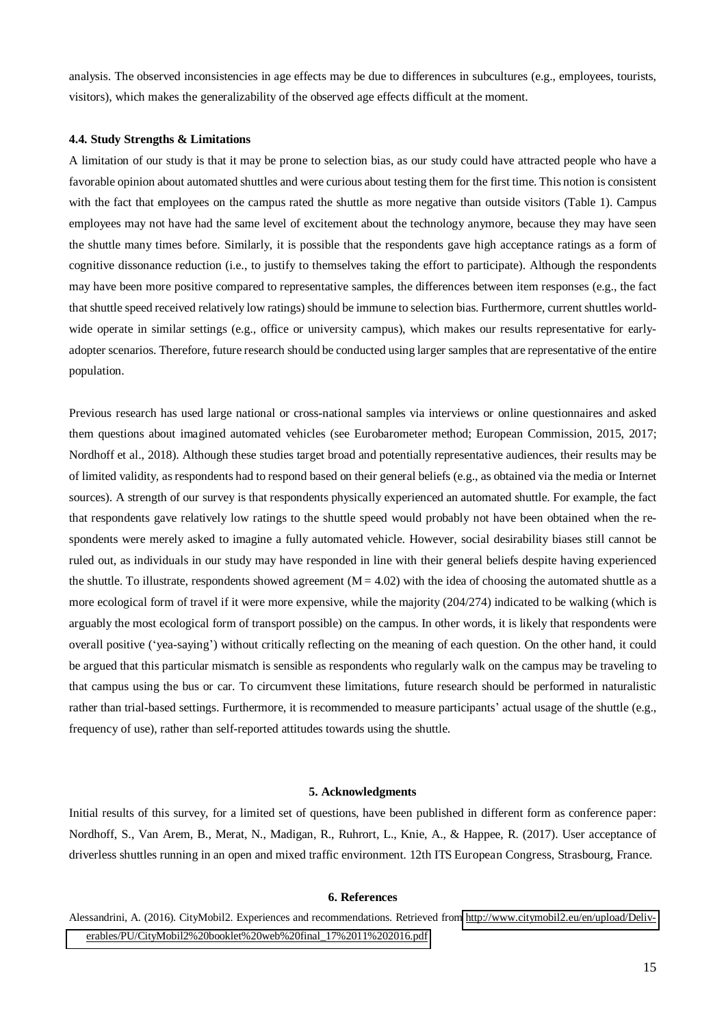analysis. The observed inconsistencies in age effects may be due to differences in subcultures (e.g., employees, tourists, visitors), which makes the generalizability of the observed age effects difficult at the moment.

### 4.4. Study Strengths & Limitations

A limitation of our study is that it may be prone to selection bias, as our study could have attracted people who have a favorable opinion about automated shuttles and were curious about testing them for the first time. This notion is consistent with the fact that employees on the campus rated the shuttle as more negative than outside visitors (Table 1). Campus employees may not have had the same level of excitement about the technology anymore, because they may have seen the shuttle many times before. Similarly, it is possible that the respondents gave high acceptance ratings as a form of cognitive dissonance reduction (i.e., to justify to themselves taking the effort to participate). Although the respondents may have been more positive compared to representative samples, the differences between item responses (e.g., the fact that shuttle speed received relatively low ratings) should be immune to selection bias. Furthermore, current shuttles world-wide operate in similar settings (e.g., office or university campus), which makes our results representative for early-adopter scenarios. Therefore, future research should be conducted using larger samples that are representative of the entire population.

Previous research has used large national or cross-national samples via interviews or online questionnaires and asked them questions about imagined automated vehicles (see Eurobarometer method; European Commission, 2015, 2017; Nordhoff et al., 2018). Although these studies target broad and potentially representative audiences, their results may be of limited validity, as respondents had to respond based on their general beliefs (e.g., as obtained via the media or Internet sources). A strength of our survey is that respondents physically experienced an automated shuttle. For example, the fact that respondents gave relatively low ratings to the shuttle speed would probably not have been obtained when the respondents were merely asked to imagine a fully automated vehicle. However, social desirability biases still cannot be ruled out, as individuals in our study may have responded in line with their general beliefs despite having experienced the shuttle. To illustrate, respondents showed agreement ($M = 4.02$) with the idea of choosing the automated shuttle as a more ecological form of travel if it were more expensive, while the majority (204/274) indicated to be walking (which is arguably the most ecological form of transport possible) on the campus. In other words, it is likely that respondents were overall positive ('yea-saying') without critically reflecting on the meaning of each question. On the other hand, it could be argued that this particular mismatch is sensible as respondents who regularly walk on the campus may be traveling to that campus using the bus or car. To circumvent these limitations, future research should be performed in naturalistic rather than trial-based settings. Furthermore, it is recommended to measure participants' actual usage of the shuttle (e.g., frequency of use), rather than self-reported attitudes towards using the shuttle.

## 5. Acknowledgments

Initial results of this survey, for a limited set of questions, have been published in different form as conference paper: Nordhoff, S., Van Arem, B., Merat, N., Madigan, R., Ruhrort, L., Knie, A., & Happee, R. (2017). User acceptance of driverless shuttles running in an open and mixed traffic environment. 12th ITS European Congress, Strasbourg, France.

## 6. References

Alessandrini, A. (2016). CityMobil2. Experiences and recommendations. Retrieved from http://www.citymobil2.eu/en/upload/Deliverables/PU/CityMobil2%20booklet%20web%20final_17%2011%202016.pdf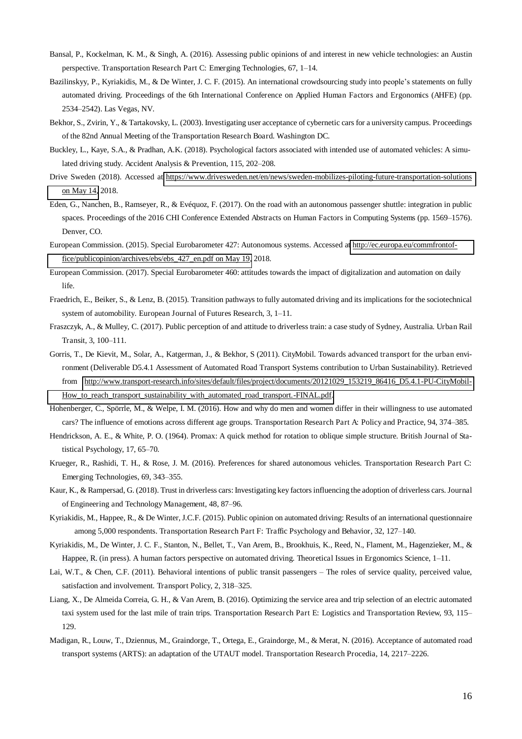Bansal, P., Kockelman, K. M., & Singh, A. (2016). Assessing public opinions of and interest in new vehicle technologies: an Austin perspective. Transportation Research Part C: Emerging Technologies, 67, 1–14.

Bazilinskyy, P., Kyriakidis, M., & De Winter, J. C. F. (2015). An international crowdsourcing study into people's statements on fully automated driving. Proceedings of the 6th International Conference on Applied Human Factors and Ergonomics (AHFE) (pp. 2534–2542). Las Vegas, NV.

Bekhor, S., Zvirin, Y., & Tartakovsky, L. (2003). Investigating user acceptance of cybernetic cars for a university campus. Proceedings of the 82nd Annual Meeting of the Transportation Research Board. Washington DC.

Buckley, L., Kaye, S.A., & Pradhan, A.K. (2018). Psychological factors associated with intended use of automated vehicles: A simulated driving study. Accident Analysis & Prevention, 115, 202–208.

Drive Sweden (2018). Accessed at https://www.drivesweden.net/en/news/sweden-mobilizes-piloting-future-transportation-solutions on May 14, 2018.

Eden, G., Nanchen, B., Ramseyer, R., & Evéquoz, F. (2017). On the road with an autonomous passenger shuttle: integration in public spaces. Proceedings of the 2016 CHI Conference Extended Abstracts on Human Factors in Computing Systems (pp. 1569–1576). Denver, CO.

European Commission. (2015). Special Eurobarometer 427: Autonomous systems. Accessed at http://ec.europa.eu/commfrontoffice/publicopinion/archives/ebs/ebs_427_en.pdf on May 19, 2018.

European Commission. (2017). Special Eurobarometer 460: attitudes towards the impact of digitalization and automation on daily life.

Fraedrich, E., Beiker, S., & Lenz, B. (2015). Transition pathways to fully automated driving and its implications for the sociotechnical system of automobility. European Journal of Futures Research, 3, 1–11.

Fraszczyk, A., & Mulley, C. (2017). Public perception of and attitude to driverless train: a case study of Sydney, Australia. Urban Rail Transit, 3, 100–111.

Gorris, T., De Kievit, M., Solar, A., Katgerman, J., & Bekhor, S (2011). CityMobil. Towards advanced transport for the urban environment (Deliverable D5.4.1 Assessment of Automated Road Transport Systems contribution to Urban Sustainability). Retrieved from http://www.transport-research.info/sites/default/files/project/documents/20121029_153219_86416_D5.4.1-PU-CityMobil-How_to_reach_transport_sustainability_with_automated_road_transport.-FINAL.pdf.

Hohenberger, C., Spörrle, M., & Welpe, I. M. (2016). How and why do men and women differ in their willingness to use automated cars? The influence of emotions across different age groups. Transportation Research Part A: Policy and Practice, 94, 374–385.

Hendrickson, A. E., & White, P. O. (1964). Promax: A quick method for rotation to oblique simple structure. British Journal of Statistical Psychology, 17, 65–70.

Krueger, R., Rashidi, T. H., & Rose, J. M. (2016). Preferences for shared autonomous vehicles. Transportation Research Part C: Emerging Technologies, 69, 343–355.

Kaur, K., & Rampersad, G. (2018). Trust in driverless cars: Investigating key factors influencing the adoption of driverless cars. Journal of Engineering and Technology Management, 48, 87–96.

Kyriakidis, M., Happee, R., & De Winter, J.C.F. (2015). Public opinion on automated driving: Results of an international questionnaire among 5,000 respondents. Transportation Research Part F: Traffic Psychology and Behavior, 32, 127–140.

Kyriakidis, M., De Winter, J. C. F., Stanton, N., Bellet, T., Van Arem, B., Brookhuis, K., Reed, N., Flament, M., Hagenzieker, M., & Happee, R. (in press). A human factors perspective on automated driving. Theoretical Issues in Ergonomics Science, 1–11.

Lai, W.T., & Chen, C.F. (2011). Behavioral intentions of public transit passengers – The roles of service quality, perceived value, satisfaction and involvement. Transport Policy, 2, 318–325.

Liang, X., De Almeida Correia, G. H., & Van Arem, B. (2016). Optimizing the service area and trip selection of an electric automated taxi system used for the last mile of train trips. Transportation Research Part E: Logistics and Transportation Review, 93, 115–129.

Madigan, R., Louw, T., Dziennus, M., Graindorge, T., Ortega, E., Graindorge, M., & Merat, N. (2016). Acceptance of automated road transport systems (ARTS): an adaptation of the UTAUT model. Transportation Research Procedia, 14, 2217–2226.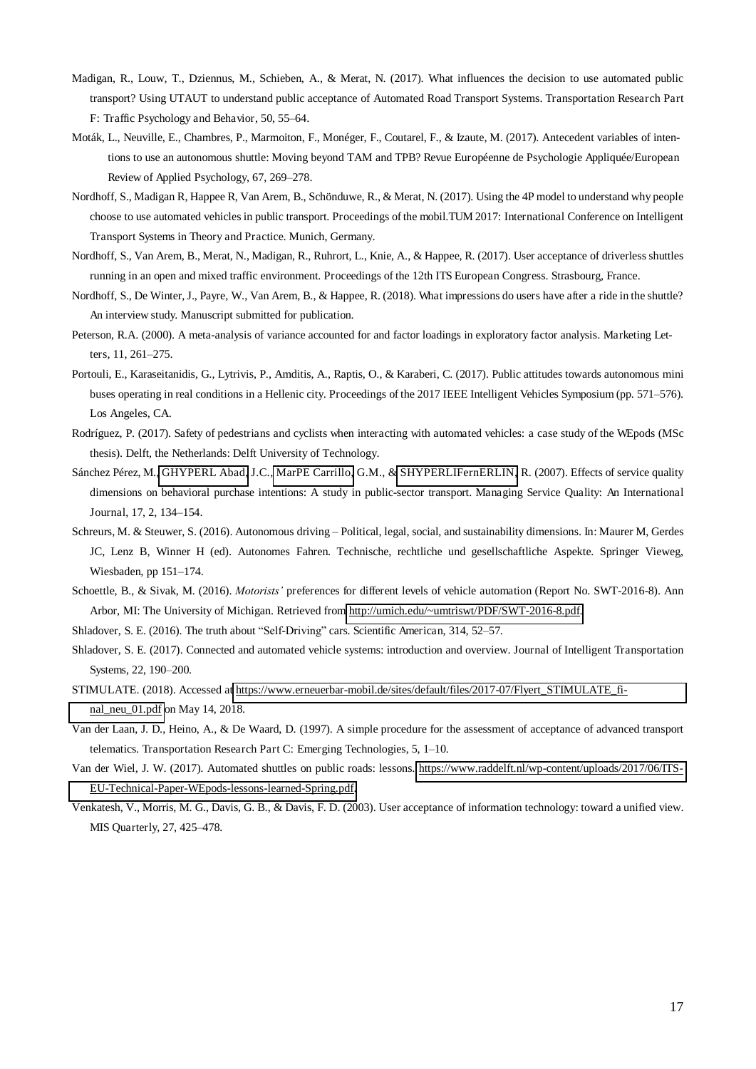Madigan, R., Louw, T., Dziennus, M., Schieben, A., & Merat, N. (2017). What influences the decision to use automated public transport? Using UTAUT to understand public acceptance of Automated Road Transport Systems. Transportation Research Part F: Traffic Psychology and Behavior, 50, 55–64.

Moták, L., Neuville, E., Chambres, P., Marmoiton, F., Monéger, F., Coutarel, F., & Izaute, M. (2017). Antecedent variables of intentions to use an autonomous shuttle: Moving beyond TAM and TPB? Revue Européenne de Psychologie Appliquée/European Review of Applied Psychology, 67, 269–278.

Nordhoff, S., Madigan R, Happee R, Van Arem, B., Schönduwe, R., & Merat, N. (2017). Using the 4P model to understand why people choose to use automated vehicles in public transport. Proceedings of the mobil.TUM 2017: International Conference on Intelligent Transport Systems in Theory and Practice. Munich, Germany.

Nordhoff, S., Van Arem, B., Merat, N., Madigan, R., Ruhrort, L., Knie, A., & Happee, R. (2017). User acceptance of driverless shuttles running in an open and mixed traffic environment. Proceedings of the 12th ITS European Congress. Strasbourg, France.

Nordhoff, S., De Winter, J., Payre, W., Van Arem, B., & Happee, R. (2018). What impressions do users have after a ride in the shuttle? An interview study. Manuscript submitted for publication.

Peterson, R.A. (2000). A meta-analysis of variance accounted for and factor loadings in exploratory factor analysis. Marketing Letters, 11, 261–275.

Portouli, E., Karaseitanidis, G., Lytrivis, P., Amditis, A., Raptis, O., & Karaberi, C. (2017). Public attitudes towards autonomous mini buses operating in real conditions in a Hellenic city. Proceedings of the 2017 IEEE Intelligent Vehicles Symposium (pp. 571–576). Los Angeles, CA.

Rodríguez, P. (2017). Safety of pedestrians and cyclists when interacting with automated vehicles: a case study of the WEpods (MSc thesis). Delft, the Netherlands: Delft University of Technology.

Sánchez Pérez, M., GHYPERL Abad, J.C., MarPE Carrillo, G.M., & SHYPERLIFernERLIN, R. (2007). Effects of service quality dimensions on behavioral purchase intentions: A study in public-sector transport. Managing Service Quality: An International Journal, 17, 2, 134–154.

Schreurs, M. & Steuwer, S. (2016). Autonomous driving – Political, legal, social, and sustainability dimensions. In: Maurer M, Gerdes JC, Lenz B, Winner H (ed). Autonomes Fahren. Technische, rechtliche und gesellschaftliche Aspekte. Springer Vieweg, Wiesbaden, pp 151–174.

Schoettle, B., & Sivak, M. (2016). *Motorists'* preferences for different levels of vehicle automation (Report No. SWT-2016-8). Ann Arbor, MI: The University of Michigan. Retrieved from http://umich.edu/~umtriswt/PDF/SWT-2016-8.pdf.

Shladover, S. E. (2016). The truth about "Self-Driving" cars. Scientific American, 314, 52–57.

Shladover, S. E. (2017). Connected and automated vehicle systems: introduction and overview. Journal of Intelligent Transportation Systems, 22, 190–200.

STIMULATE. (2018). Accessed at https://www.erneuerbar-mobil.de/sites/default/files/2017-07/Flyert_STIMULATE_final_neu_01.pdf on May 14, 2018.

Van der Laan, J. D., Heino, A., & De Waard, D. (1997). A simple procedure for the assessment of acceptance of advanced transport telematics. Transportation Research Part C: Emerging Technologies, 5, 1–10.

Van der Wiel, J. W. (2017). Automated shuttles on public roads: lessons. https://www.raddelft.nl/wp-content/uploads/2017/06/ITS-EU-Technical-Paper-WEpods-lessons-learned-Spring.pdf.

Venkatesh, V., Morris, M. G., Davis, G. B., & Davis, F. D. (2003). User acceptance of information technology: toward a unified view. MIS Quarterly, 27, 425–478.